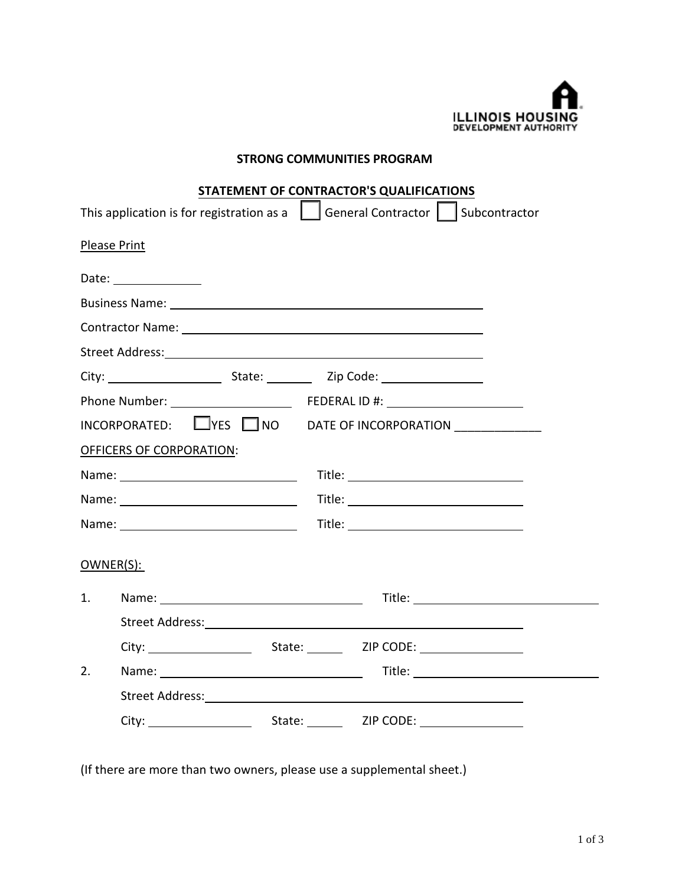ILLINOIS HOUSING DEVELOPMENT AUTHORITY

## STRONG COMMUNITIES PROGRAM

## STATEMENT OF CONTRACTOR'S QUALIFICATIONS

This application is for registration as a ☐ General Contractor ☐ Subcontractor

Please Print

Date: ______________

Business Name: ______________________________________________

Contractor Name: ______________________________________________

Street Address: ______________________________________________

City: ________________ State: _______ Zip Code: ______________

Phone Number: __________________ FEDERAL ID #: ____________________

INCORPORATED: ☐ YES ☐ NO DATE OF INCORPORATION _____________

OFFICERS OF CORPORATION:

Name: __________________________ Title: __________________________

Name: __________________________ Title: __________________________

Name: __________________________ Title: __________________________

OWNER(S):

1. Name: ______________________________ Title: ____________________________

   Street Address: ______________________________________________

   City: _______________ State: ______ ZIP CODE: _______________

2. Name: ______________________________ Title: ____________________________

   Street Address: ______________________________________________

   City: _______________ State: ______ ZIP CODE: _______________

(If there are more than two owners, please use a supplemental sheet.)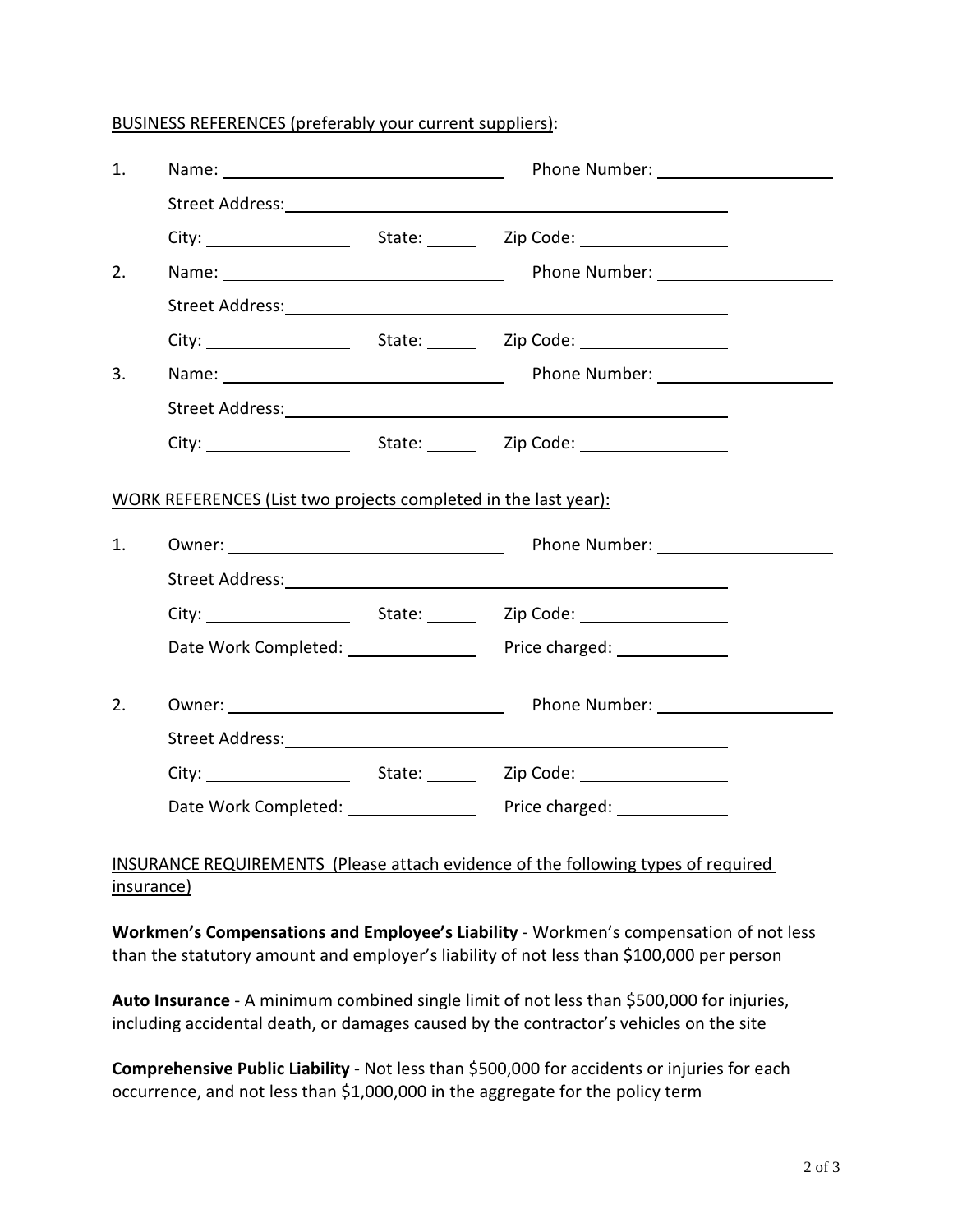BUSINESS REFERENCES (preferably your current suppliers):

1. Name: ______________________________ Phone Number: ____________________

   Street Address: ____________________________________________________

   City: ________________ State: ______ Zip Code: ________________

2. Name: ______________________________ Phone Number: ____________________

   Street Address: ____________________________________________________

   City: ________________ State: ______ Zip Code: ________________

3. Name: ______________________________ Phone Number: ____________________

   Street Address: ____________________________________________________

   City: ________________ State: ______ Zip Code: ________________

WORK REFERENCES (List two projects completed in the last year):

1. Owner: ______________________________ Phone Number: ____________________

   Street Address: ____________________________________________________

   City: ________________ State: ______ Zip Code: ________________

   Date Work Completed: ______________ Price charged: ____________

2. Owner: ______________________________ Phone Number: ____________________

   Street Address: ____________________________________________________

   City: ________________ State: ______ Zip Code: ________________

   Date Work Completed: ______________ Price charged: ____________

INSURANCE REQUIREMENTS (Please attach evidence of the following types of required insurance)

**Workmen's Compensations and Employee's Liability** - Workmen's compensation of not less than the statutory amount and employer's liability of not less than $100,000 per person

**Auto Insurance** - A minimum combined single limit of not less than $500,000 for injuries, including accidental death, or damages caused by the contractor's vehicles on the site

**Comprehensive Public Liability** - Not less than $500,000 for accidents or injuries for each occurrence, and not less than $1,000,000 in the aggregate for the policy term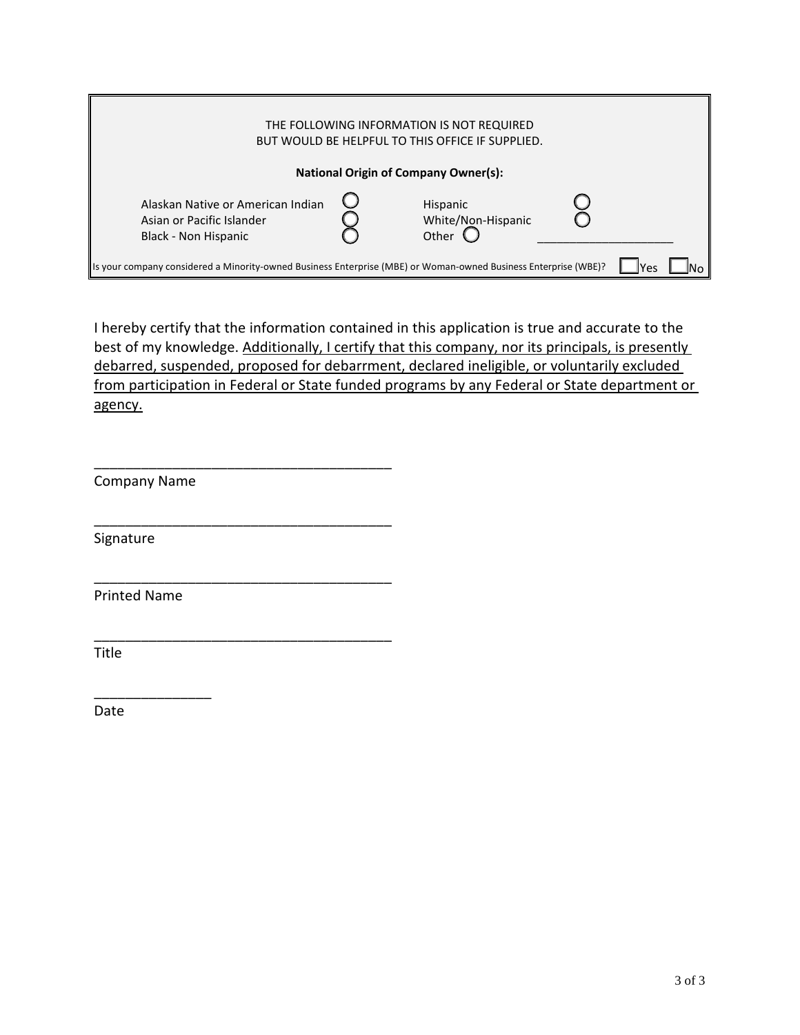THE FOLLOWING INFORMATION IS NOT REQUIRED
BUT WOULD BE HELPFUL TO THIS OFFICE IF SUPPLIED.

**National Origin of Company Owner(s):**

| | | | |
|---|---|---|---|
| Alaskan Native or American Indian | ○ | Hispanic | ○ |
| Asian or Pacific Islander | ○ | White/Non-Hispanic | ○ |
| Black - Non Hispanic | ○ | Other ○ | ____________________ |

Is your company considered a Minority-owned Business Enterprise (MBE) or Woman-owned Business Enterprise (WBE)? ☐ Yes ☐ No

I hereby certify that the information contained in this application is true and accurate to the best of my knowledge. <u>Additionally, I certify that this company, nor its principals, is presently debarred, suspended, proposed for debarrment, declared ineligible, or voluntarily excluded from participation in Federal or State funded programs by any Federal or State department or agency.</u>

_______________________________________
Company Name

_______________________________________
Signature

_______________________________________
Printed Name

_______________________________________
Title

_______________
Date